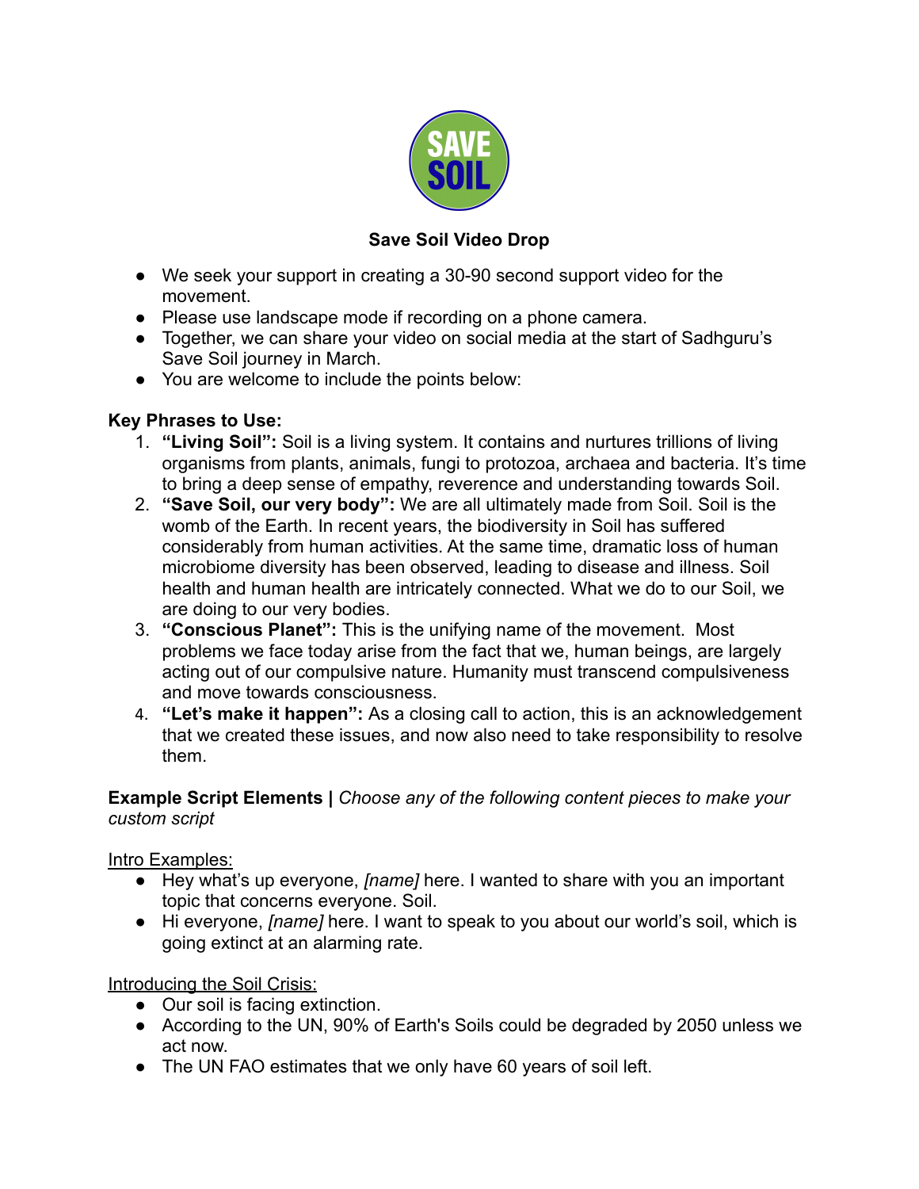# Save Soil Video Drop

- We seek your support in creating a 30-90 second support video for the movement.
- Please use landscape mode if recording on a phone camera.
- Together, we can share your video on social media at the start of Sadhguru's Save Soil journey in March.
- You are welcome to include the points below:

**Key Phrases to Use:**

1. **"Living Soil":** Soil is a living system. It contains and nurtures trillions of living organisms from plants, animals, fungi to protozoa, archaea and bacteria. It's time to bring a deep sense of empathy, reverence and understanding towards Soil.
2. **"Save Soil, our very body":** We are all ultimately made from Soil. Soil is the womb of the Earth. In recent years, the biodiversity in Soil has suffered considerably from human activities. At the same time, dramatic loss of human microbiome diversity has been observed, leading to disease and illness. Soil health and human health are intricately connected. What we do to our Soil, we are doing to our very bodies.
3. **"Conscious Planet":** This is the unifying name of the movement. Most problems we face today arise from the fact that we, human beings, are largely acting out of our compulsive nature. Humanity must transcend compulsiveness and move towards consciousness.
4. **"Let's make it happen":** As a closing call to action, this is an acknowledgement that we created these issues, and now also need to take responsibility to resolve them.

**Example Script Elements |** *Choose any of the following content pieces to make your custom script*

Intro Examples:

- Hey what's up everyone, *[name]* here. I wanted to share with you an important topic that concerns everyone. Soil.
- Hi everyone, *[name]* here. I want to speak to you about our world's soil, which is going extinct at an alarming rate.

Introducing the Soil Crisis:

- Our soil is facing extinction.
- According to the UN, 90% of Earth's Soils could be degraded by 2050 unless we act now.
- The UN FAO estimates that we only have 60 years of soil left.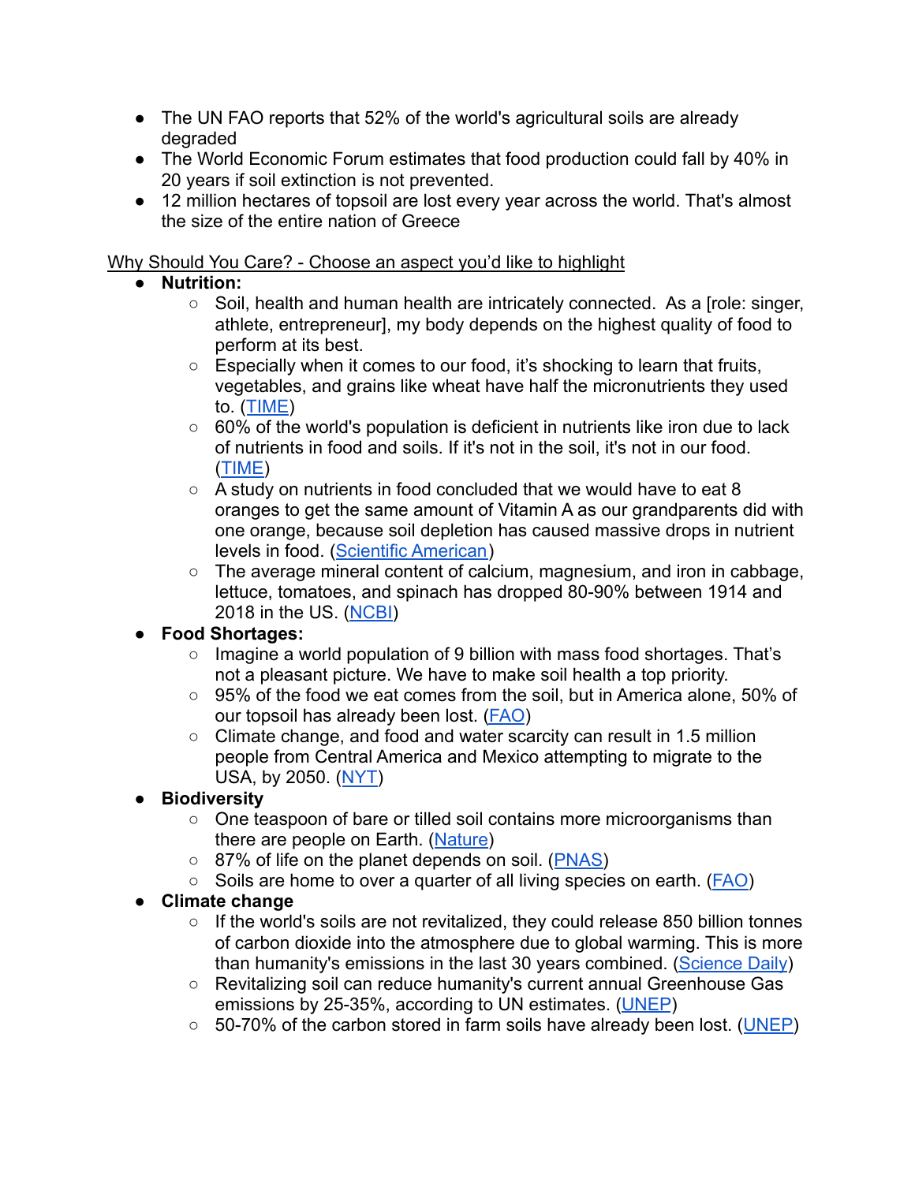- The UN FAO reports that 52% of the world's agricultural soils are already degraded
- The World Economic Forum estimates that food production could fall by 40% in 20 years if soil extinction is not prevented.
- 12 million hectares of topsoil are lost every year across the world. That's almost the size of the entire nation of Greece

Why Should You Care? - Choose an aspect you'd like to highlight

- **Nutrition:**
  - Soil, health and human health are intricately connected. As a [role: singer, athlete, entrepreneur], my body depends on the highest quality of food to perform at its best.
  - Especially when it comes to our food, it's shocking to learn that fruits, vegetables, and grains like wheat have half the micronutrients they used to. (TIME)
  - 60% of the world's population is deficient in nutrients like iron due to lack of nutrients in food and soils. If it's not in the soil, it's not in our food. (TIME)
  - A study on nutrients in food concluded that we would have to eat 8 oranges to get the same amount of Vitamin A as our grandparents did with one orange, because soil depletion has caused massive drops in nutrient levels in food. (Scientific American)
  - The average mineral content of calcium, magnesium, and iron in cabbage, lettuce, tomatoes, and spinach has dropped 80-90% between 1914 and 2018 in the US. (NCBI)
- **Food Shortages:**
  - Imagine a world population of 9 billion with mass food shortages. That's not a pleasant picture. We have to make soil health a top priority.
  - 95% of the food we eat comes from the soil, but in America alone, 50% of our topsoil has already been lost. (FAO)
  - Climate change, and food and water scarcity can result in 1.5 million people from Central America and Mexico attempting to migrate to the USA, by 2050. (NYT)
- **Biodiversity**
  - One teaspoon of bare or tilled soil contains more microorganisms than there are people on Earth. (Nature)
  - 87% of life on the planet depends on soil. (PNAS)
  - Soils are home to over a quarter of all living species on earth. (FAO)
- **Climate change**
  - If the world's soils are not revitalized, they could release 850 billion tonnes of carbon dioxide into the atmosphere due to global warming. This is more than humanity's emissions in the last 30 years combined. (Science Daily)
  - Revitalizing soil can reduce humanity's current annual Greenhouse Gas emissions by 25-35%, according to UN estimates. (UNEP)
  - 50-70% of the carbon stored in farm soils have already been lost. (UNEP)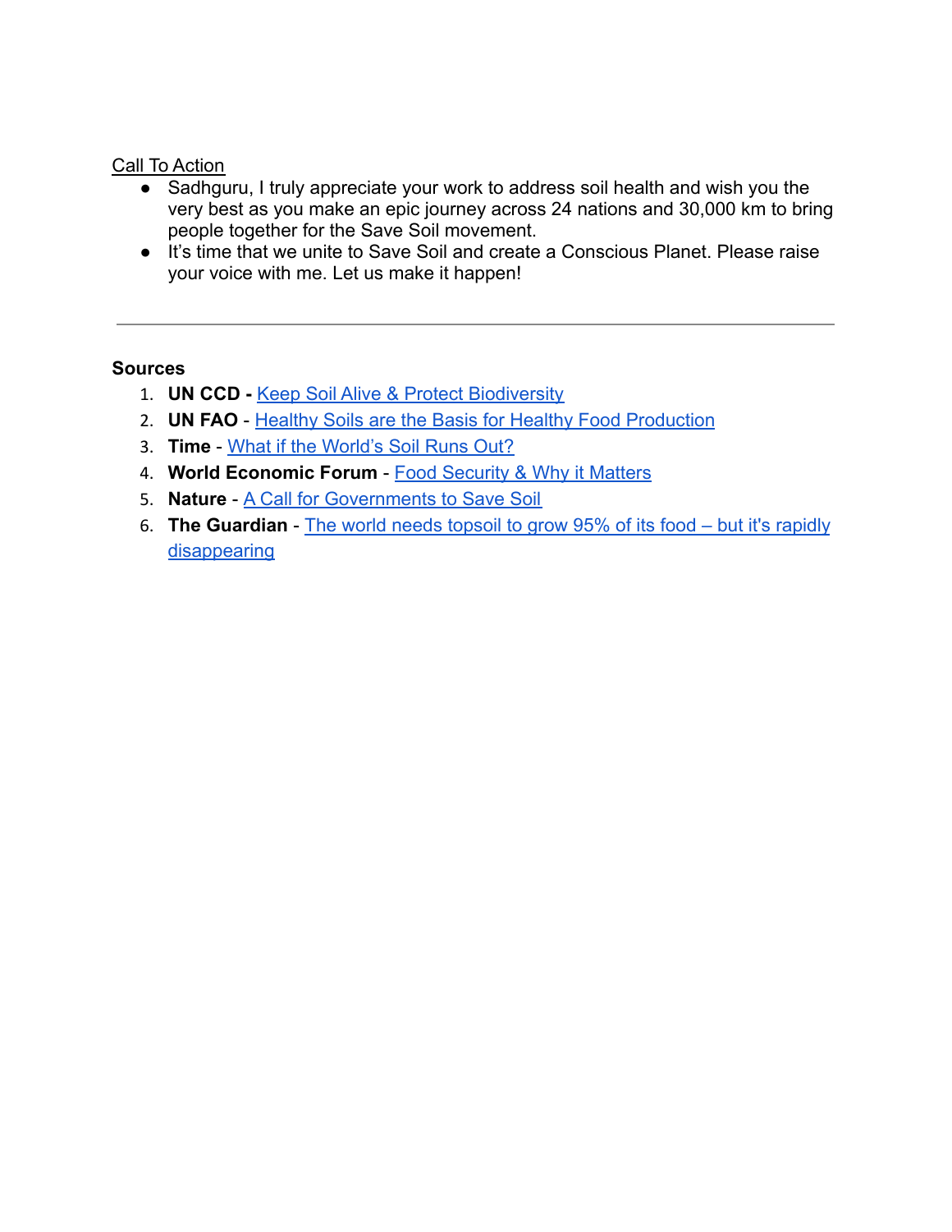<u>Call To Action</u>

- Sadhguru, I truly appreciate your work to address soil health and wish you the very best as you make an epic journey across 24 nations and 30,000 km to bring people together for the Save Soil movement.
- It's time that we unite to Save Soil and create a Conscious Planet. Please raise your voice with me. Let us make it happen!

---

**Sources**

1. **UN CCD -** Keep Soil Alive & Protect Biodiversity
2. **UN FAO** - Healthy Soils are the Basis for Healthy Food Production
3. **Time** - What if the World's Soil Runs Out?
4. **World Economic Forum** - Food Security & Why it Matters
5. **Nature** - A Call for Governments to Save Soil
6. **The Guardian** - The world needs topsoil to grow 95% of its food – but it's rapidly disappearing